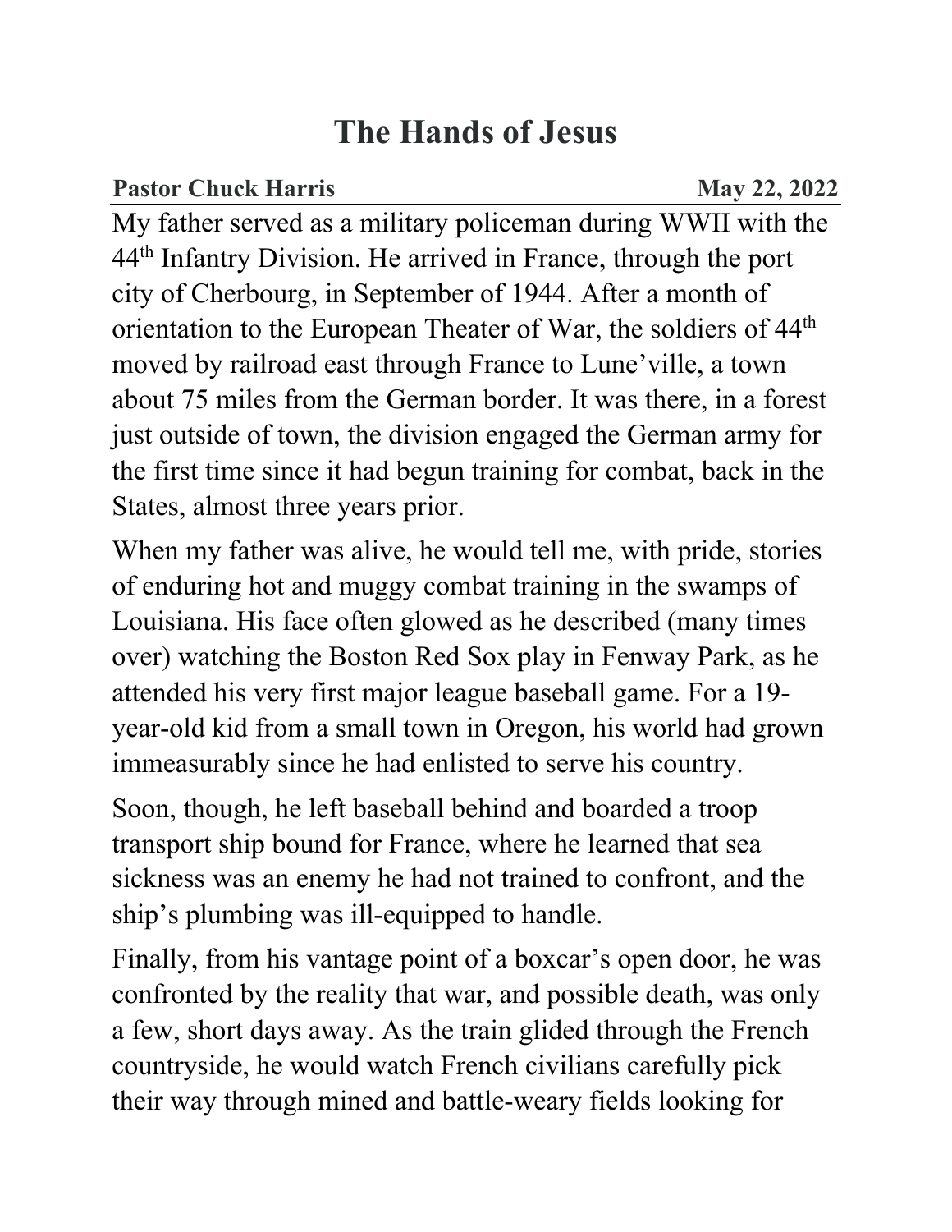# The Hands of Jesus

**Pastor Chuck Harris** **May 22, 2022**

My father served as a military policeman during WWII with the 44th Infantry Division. He arrived in France, through the port city of Cherbourg, in September of 1944. After a month of orientation to the European Theater of War, the soldiers of 44th moved by railroad east through France to Lune'ville, a town about 75 miles from the German border. It was there, in a forest just outside of town, the division engaged the German army for the first time since it had begun training for combat, back in the States, almost three years prior.

When my father was alive, he would tell me, with pride, stories of enduring hot and muggy combat training in the swamps of Louisiana. His face often glowed as he described (many times over) watching the Boston Red Sox play in Fenway Park, as he attended his very first major league baseball game. For a 19-year-old kid from a small town in Oregon, his world had grown immeasurably since he had enlisted to serve his country.

Soon, though, he left baseball behind and boarded a troop transport ship bound for France, where he learned that sea sickness was an enemy he had not trained to confront, and the ship's plumbing was ill-equipped to handle.

Finally, from his vantage point of a boxcar's open door, he was confronted by the reality that war, and possible death, was only a few, short days away. As the train glided through the French countryside, he would watch French civilians carefully pick their way through mined and battle-weary fields looking for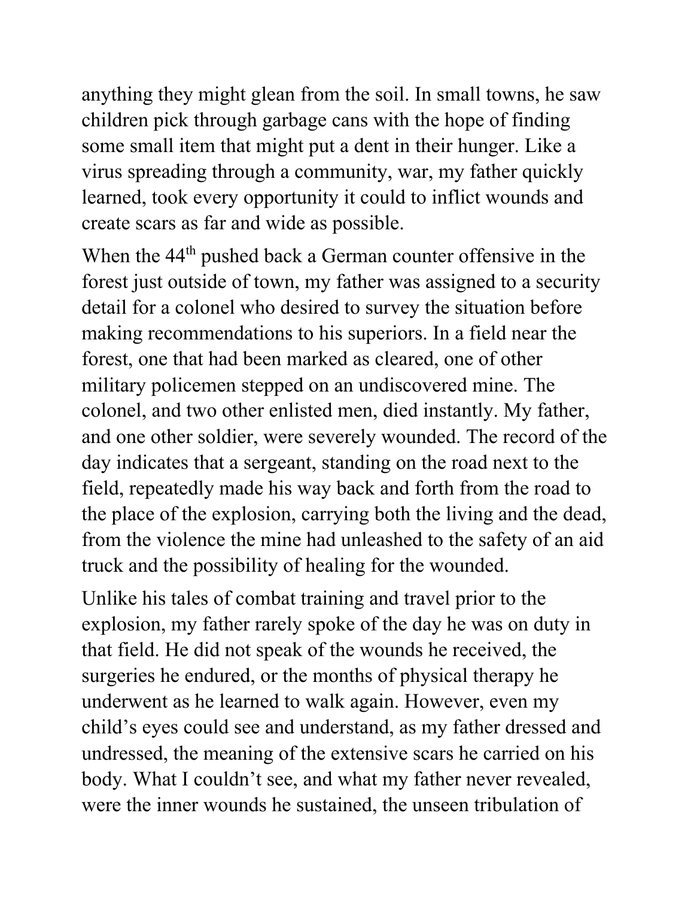anything they might glean from the soil. In small towns, he saw children pick through garbage cans with the hope of finding some small item that might put a dent in their hunger. Like a virus spreading through a community, war, my father quickly learned, took every opportunity it could to inflict wounds and create scars as far and wide as possible.

When the 44th pushed back a German counter offensive in the forest just outside of town, my father was assigned to a security detail for a colonel who desired to survey the situation before making recommendations to his superiors. In a field near the forest, one that had been marked as cleared, one of other military policemen stepped on an undiscovered mine. The colonel, and two other enlisted men, died instantly. My father, and one other soldier, were severely wounded. The record of the day indicates that a sergeant, standing on the road next to the field, repeatedly made his way back and forth from the road to the place of the explosion, carrying both the living and the dead, from the violence the mine had unleashed to the safety of an aid truck and the possibility of healing for the wounded.

Unlike his tales of combat training and travel prior to the explosion, my father rarely spoke of the day he was on duty in that field. He did not speak of the wounds he received, the surgeries he endured, or the months of physical therapy he underwent as he learned to walk again. However, even my child's eyes could see and understand, as my father dressed and undressed, the meaning of the extensive scars he carried on his body. What I couldn't see, and what my father never revealed, were the inner wounds he sustained, the unseen tribulation of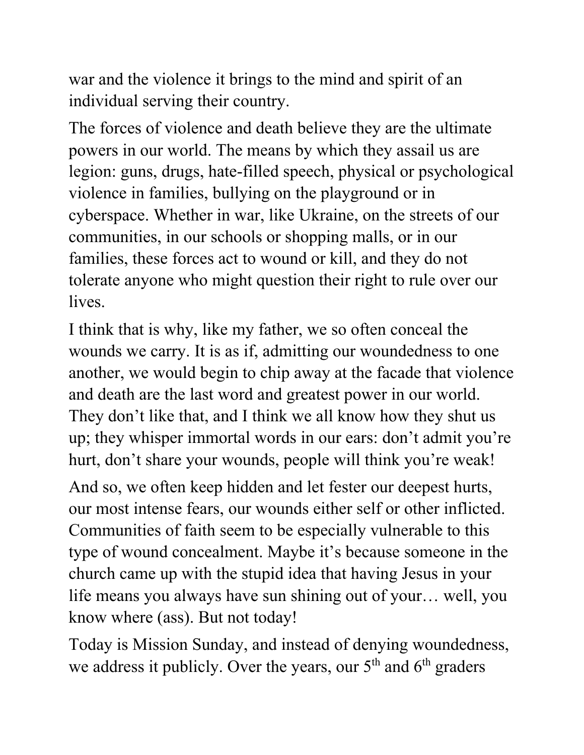war and the violence it brings to the mind and spirit of an individual serving their country.

The forces of violence and death believe they are the ultimate powers in our world. The means by which they assail us are legion: guns, drugs, hate-filled speech, physical or psychological violence in families, bullying on the playground or in cyberspace. Whether in war, like Ukraine, on the streets of our communities, in our schools or shopping malls, or in our families, these forces act to wound or kill, and they do not tolerate anyone who might question their right to rule over our lives.

I think that is why, like my father, we so often conceal the wounds we carry. It is as if, admitting our woundedness to one another, we would begin to chip away at the facade that violence and death are the last word and greatest power in our world. They don't like that, and I think we all know how they shut us up; they whisper immortal words in our ears: don't admit you're hurt, don't share your wounds, people will think you're weak!

And so, we often keep hidden and let fester our deepest hurts, our most intense fears, our wounds either self or other inflicted. Communities of faith seem to be especially vulnerable to this type of wound concealment. Maybe it's because someone in the church came up with the stupid idea that having Jesus in your life means you always have sun shining out of your… well, you know where (ass). But not today!

Today is Mission Sunday, and instead of denying woundedness, we address it publicly. Over the years, our 5th and 6th graders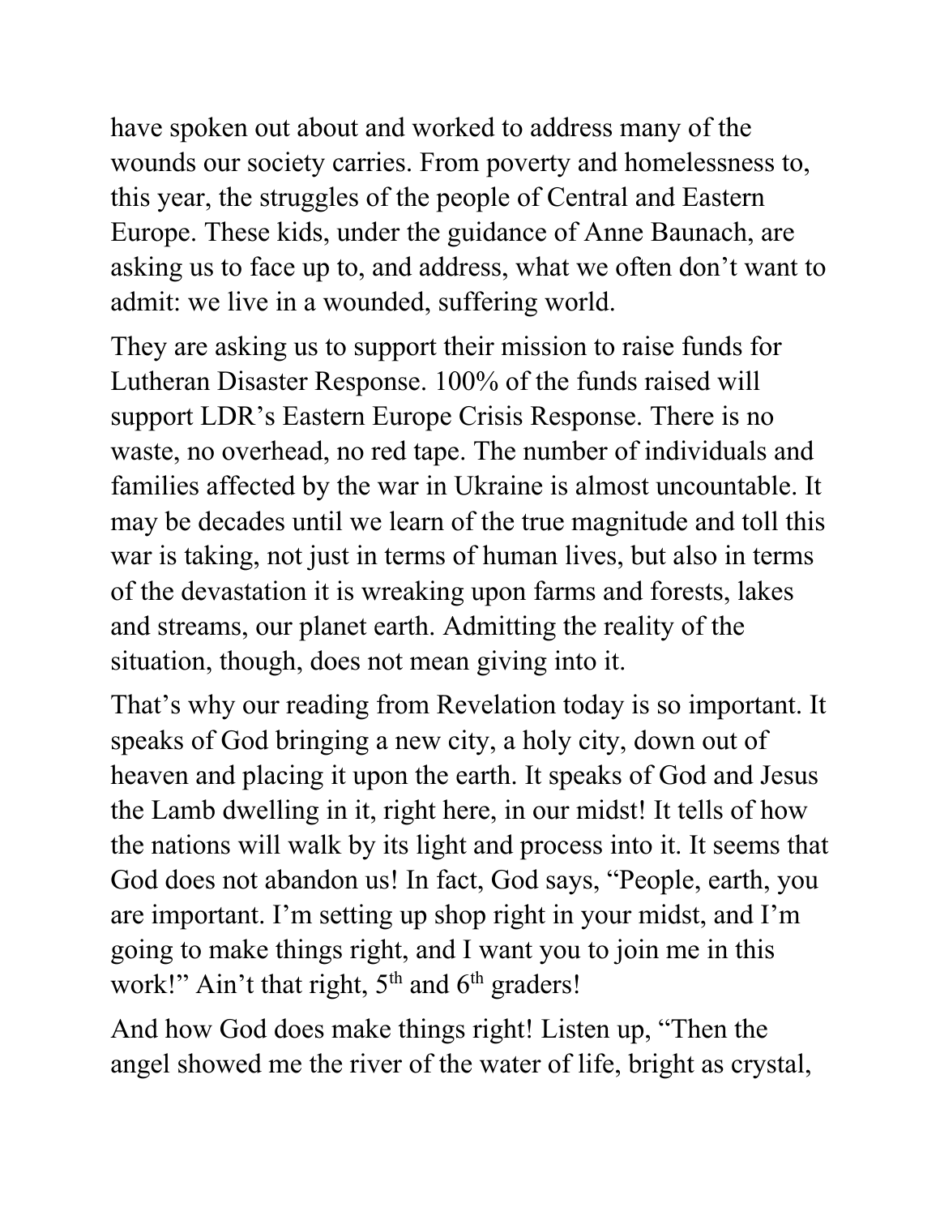have spoken out about and worked to address many of the wounds our society carries. From poverty and homelessness to, this year, the struggles of the people of Central and Eastern Europe. These kids, under the guidance of Anne Baunach, are asking us to face up to, and address, what we often don't want to admit: we live in a wounded, suffering world.

They are asking us to support their mission to raise funds for Lutheran Disaster Response. 100% of the funds raised will support LDR's Eastern Europe Crisis Response. There is no waste, no overhead, no red tape. The number of individuals and families affected by the war in Ukraine is almost uncountable. It may be decades until we learn of the true magnitude and toll this war is taking, not just in terms of human lives, but also in terms of the devastation it is wreaking upon farms and forests, lakes and streams, our planet earth. Admitting the reality of the situation, though, does not mean giving into it.

That's why our reading from Revelation today is so important. It speaks of God bringing a new city, a holy city, down out of heaven and placing it upon the earth. It speaks of God and Jesus the Lamb dwelling in it, right here, in our midst! It tells of how the nations will walk by its light and process into it. It seems that God does not abandon us! In fact, God says, "People, earth, you are important. I'm setting up shop right in your midst, and I'm going to make things right, and I want you to join me in this work!" Ain't that right, 5th and 6th graders!

And how God does make things right! Listen up, "Then the angel showed me the river of the water of life, bright as crystal,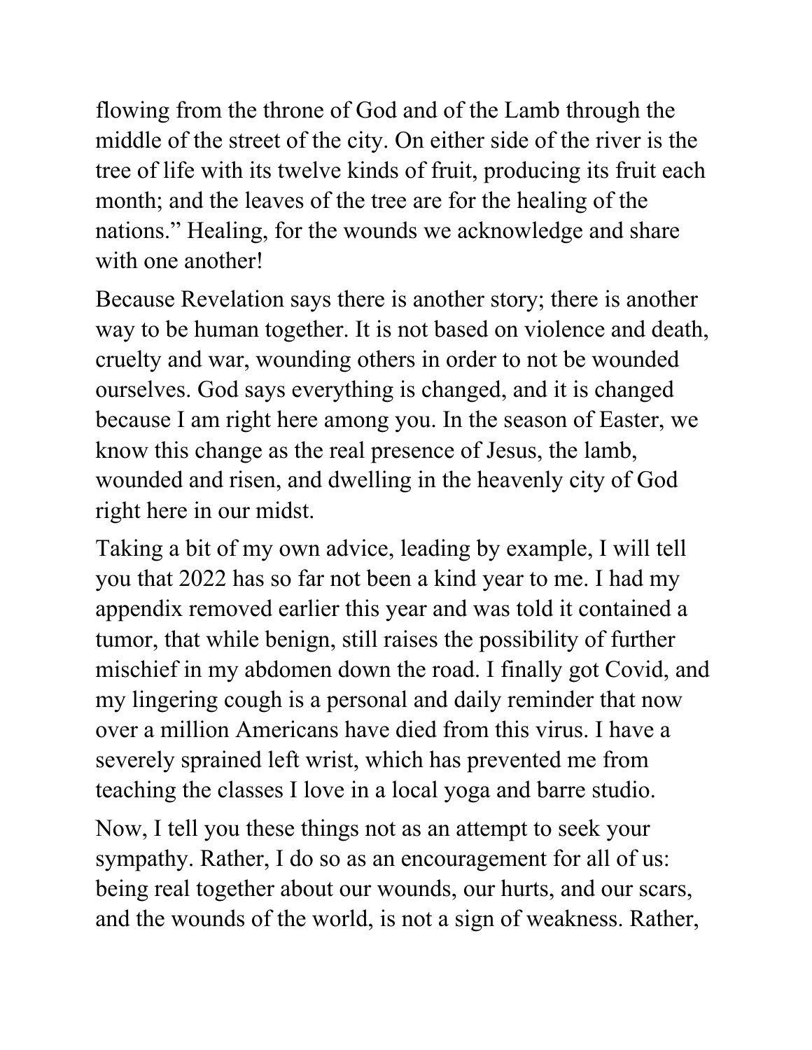flowing from the throne of God and of the Lamb through the middle of the street of the city. On either side of the river is the tree of life with its twelve kinds of fruit, producing its fruit each month; and the leaves of the tree are for the healing of the nations." Healing, for the wounds we acknowledge and share with one another!

Because Revelation says there is another story; there is another way to be human together. It is not based on violence and death, cruelty and war, wounding others in order to not be wounded ourselves. God says everything is changed, and it is changed because I am right here among you. In the season of Easter, we know this change as the real presence of Jesus, the lamb, wounded and risen, and dwelling in the heavenly city of God right here in our midst.

Taking a bit of my own advice, leading by example, I will tell you that 2022 has so far not been a kind year to me. I had my appendix removed earlier this year and was told it contained a tumor, that while benign, still raises the possibility of further mischief in my abdomen down the road. I finally got Covid, and my lingering cough is a personal and daily reminder that now over a million Americans have died from this virus. I have a severely sprained left wrist, which has prevented me from teaching the classes I love in a local yoga and barre studio.

Now, I tell you these things not as an attempt to seek your sympathy. Rather, I do so as an encouragement for all of us: being real together about our wounds, our hurts, and our scars, and the wounds of the world, is not a sign of weakness. Rather,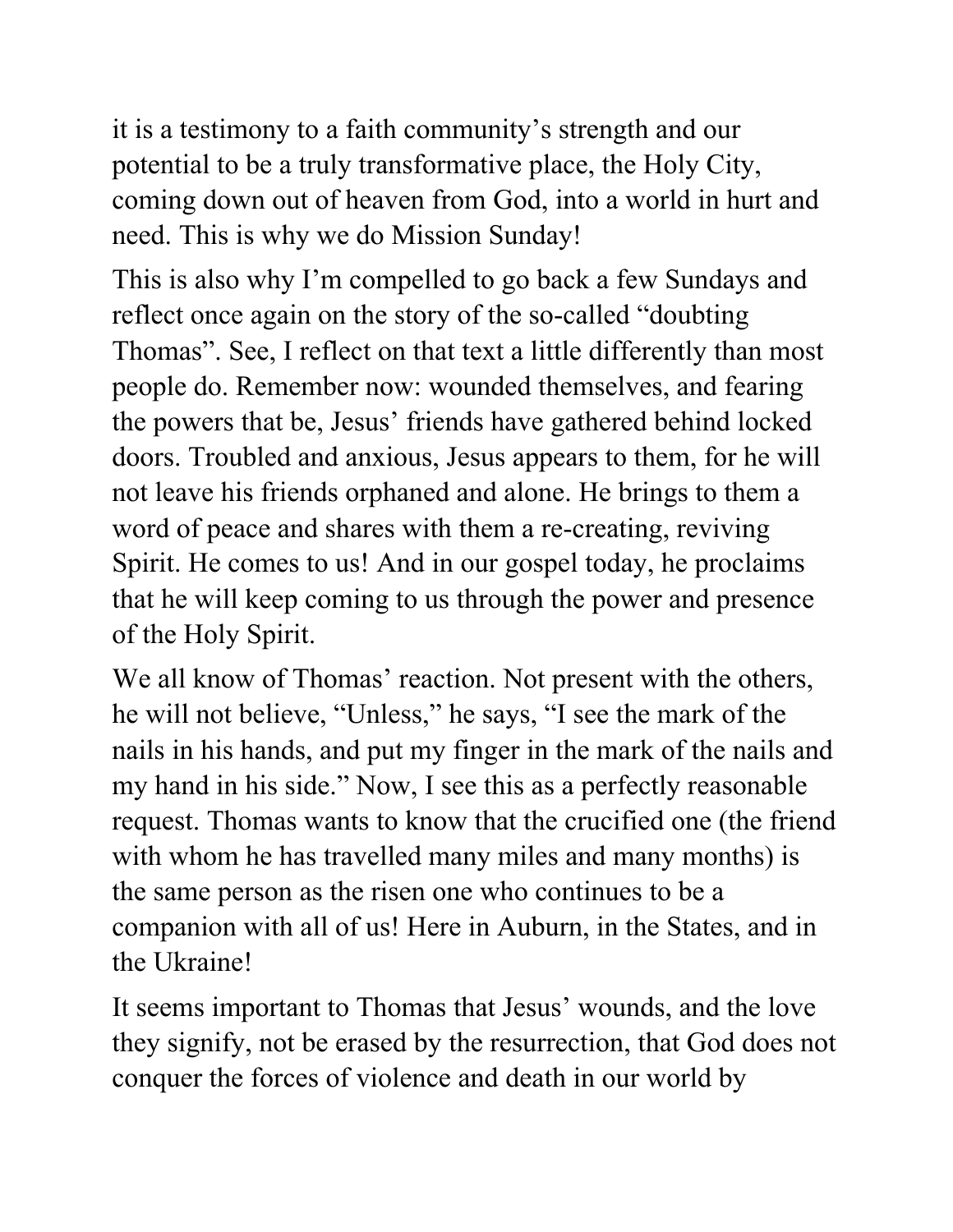it is a testimony to a faith community's strength and our potential to be a truly transformative place, the Holy City, coming down out of heaven from God, into a world in hurt and need. This is why we do Mission Sunday!

This is also why I'm compelled to go back a few Sundays and reflect once again on the story of the so-called "doubting Thomas". See, I reflect on that text a little differently than most people do. Remember now: wounded themselves, and fearing the powers that be, Jesus' friends have gathered behind locked doors. Troubled and anxious, Jesus appears to them, for he will not leave his friends orphaned and alone. He brings to them a word of peace and shares with them a re-creating, reviving Spirit. He comes to us! And in our gospel today, he proclaims that he will keep coming to us through the power and presence of the Holy Spirit.

We all know of Thomas' reaction. Not present with the others, he will not believe, "Unless," he says, "I see the mark of the nails in his hands, and put my finger in the mark of the nails and my hand in his side." Now, I see this as a perfectly reasonable request. Thomas wants to know that the crucified one (the friend with whom he has travelled many miles and many months) is the same person as the risen one who continues to be a companion with all of us! Here in Auburn, in the States, and in the Ukraine!

It seems important to Thomas that Jesus' wounds, and the love they signify, not be erased by the resurrection, that God does not conquer the forces of violence and death in our world by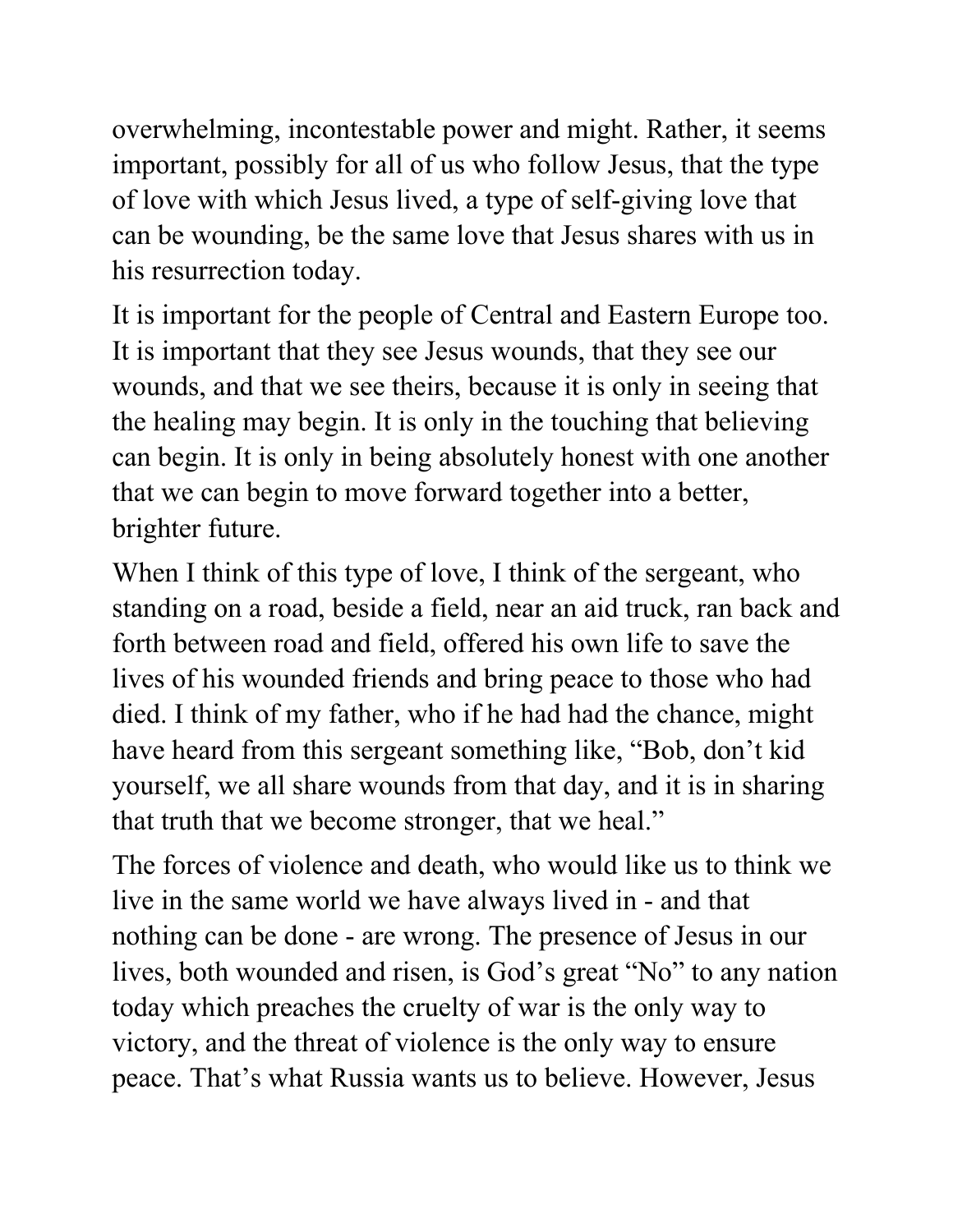overwhelming, incontestable power and might. Rather, it seems important, possibly for all of us who follow Jesus, that the type of love with which Jesus lived, a type of self-giving love that can be wounding, be the same love that Jesus shares with us in his resurrection today.

It is important for the people of Central and Eastern Europe too. It is important that they see Jesus wounds, that they see our wounds, and that we see theirs, because it is only in seeing that the healing may begin. It is only in the touching that believing can begin. It is only in being absolutely honest with one another that we can begin to move forward together into a better, brighter future.

When I think of this type of love, I think of the sergeant, who standing on a road, beside a field, near an aid truck, ran back and forth between road and field, offered his own life to save the lives of his wounded friends and bring peace to those who had died. I think of my father, who if he had had the chance, might have heard from this sergeant something like, "Bob, don't kid yourself, we all share wounds from that day, and it is in sharing that truth that we become stronger, that we heal."

The forces of violence and death, who would like us to think we live in the same world we have always lived in - and that nothing can be done - are wrong. The presence of Jesus in our lives, both wounded and risen, is God's great "No" to any nation today which preaches the cruelty of war is the only way to victory, and the threat of violence is the only way to ensure peace. That's what Russia wants us to believe. However, Jesus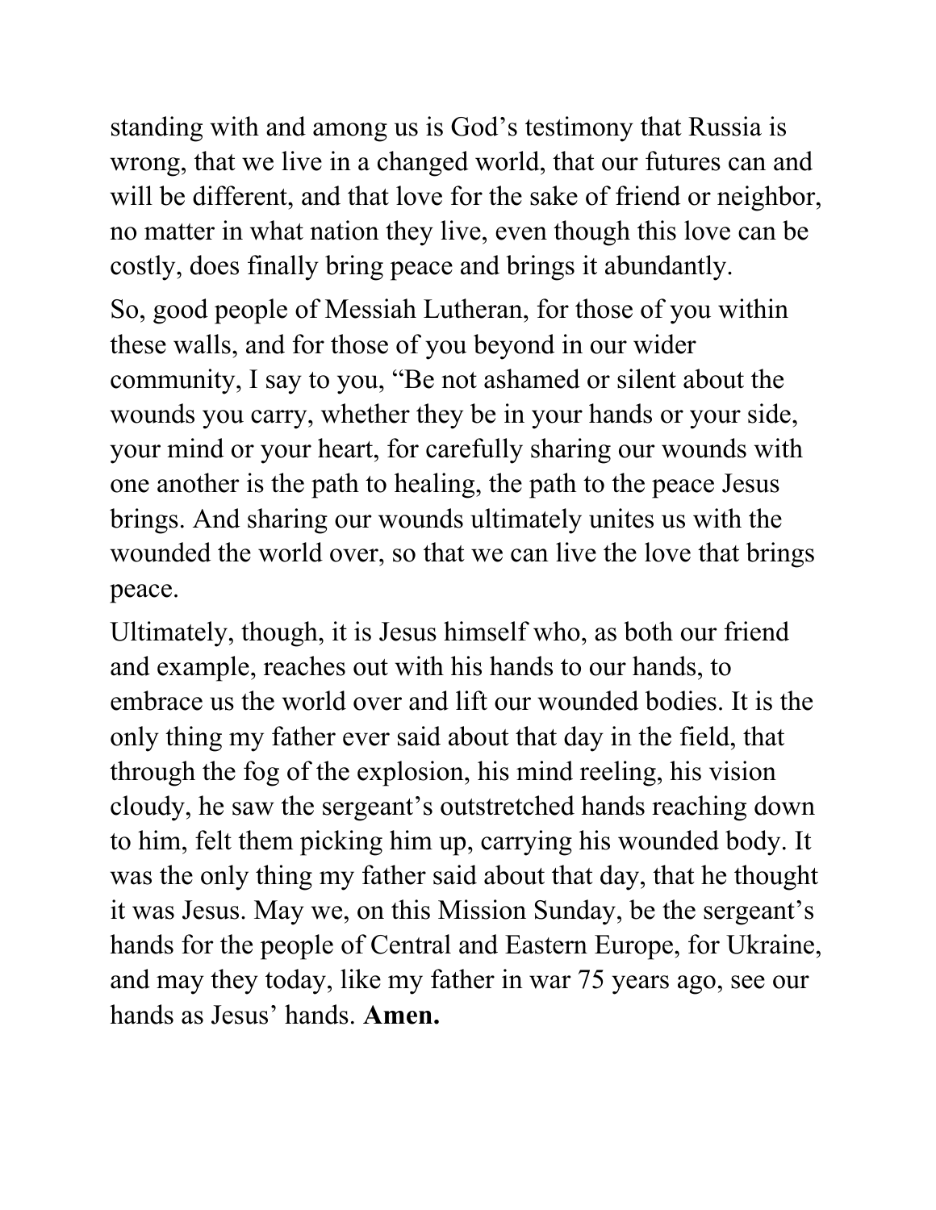standing with and among us is God’s testimony that Russia is wrong, that we live in a changed world, that our futures can and will be different, and that love for the sake of friend or neighbor, no matter in what nation they live, even though this love can be costly, does finally bring peace and brings it abundantly.

So, good people of Messiah Lutheran, for those of you within these walls, and for those of you beyond in our wider community, I say to you, “Be not ashamed or silent about the wounds you carry, whether they be in your hands or your side, your mind or your heart, for carefully sharing our wounds with one another is the path to healing, the path to the peace Jesus brings. And sharing our wounds ultimately unites us with the wounded the world over, so that we can live the love that brings peace.

Ultimately, though, it is Jesus himself who, as both our friend and example, reaches out with his hands to our hands, to embrace us the world over and lift our wounded bodies. It is the only thing my father ever said about that day in the field, that through the fog of the explosion, his mind reeling, his vision cloudy, he saw the sergeant’s outstretched hands reaching down to him, felt them picking him up, carrying his wounded body. It was the only thing my father said about that day, that he thought it was Jesus. May we, on this Mission Sunday, be the sergeant’s hands for the people of Central and Eastern Europe, for Ukraine, and may they today, like my father in war 75 years ago, see our hands as Jesus’ hands. **Amen.**